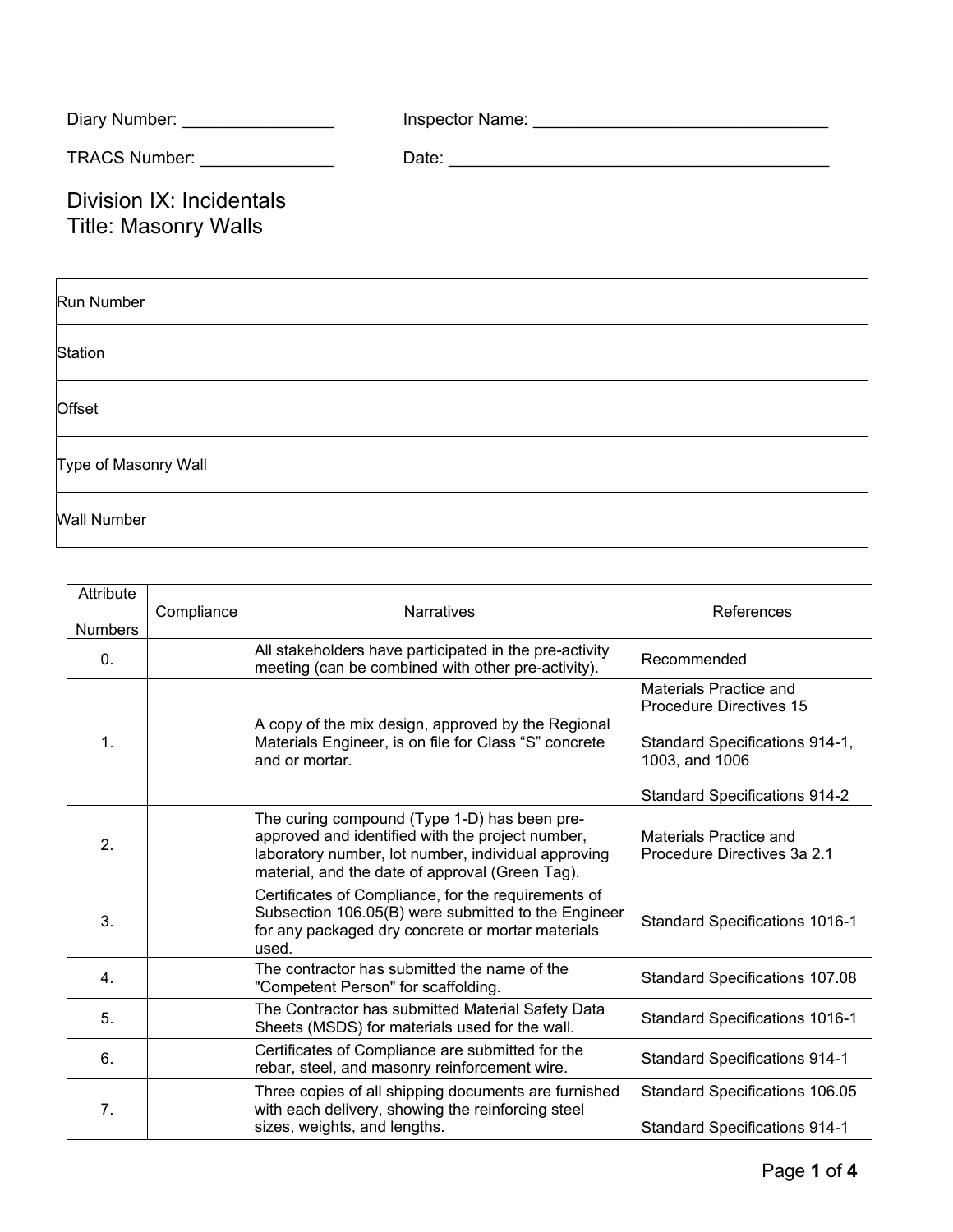Diary Number: ________________ Inspector Name: _______________________________

TRACS Number: ______________ Date: _________________________________________

# Division IX: Incidentals
# Title: Masonry Walls

| Run Number |
|---|
| Station |
| Offset |
| Type of Masonry Wall |
| Wall Number |

| Attribute Numbers | Compliance | Narratives | References |
|---|---|---|---|
| 0. | | All stakeholders have participated in the pre-activity meeting (can be combined with other pre-activity). | Recommended |
| 1. | | A copy of the mix design, approved by the Regional Materials Engineer, is on file for Class “S” concrete and or mortar. | Materials Practice and Procedure Directives 15<br><br>Standard Specifications 914-1, 1003, and 1006<br><br>Standard Specifications 914-2 |
| 2. | | The curing compound (Type 1-D) has been pre-approved and identified with the project number, laboratory number, lot number, individual approving material, and the date of approval (Green Tag). | Materials Practice and Procedure Directives 3a 2.1 |
| 3. | | Certificates of Compliance, for the requirements of Subsection 106.05(B) were submitted to the Engineer for any packaged dry concrete or mortar materials used. | Standard Specifications 1016-1 |
| 4. | | The contractor has submitted the name of the "Competent Person" for scaffolding. | Standard Specifications 107.08 |
| 5. | | The Contractor has submitted Material Safety Data Sheets (MSDS) for materials used for the wall. | Standard Specifications 1016-1 |
| 6. | | Certificates of Compliance are submitted for the rebar, steel, and masonry reinforcement wire. | Standard Specifications 914-1 |
| 7. | | Three copies of all shipping documents are furnished with each delivery, showing the reinforcing steel sizes, weights, and lengths. | Standard Specifications 106.05<br><br>Standard Specifications 914-1 |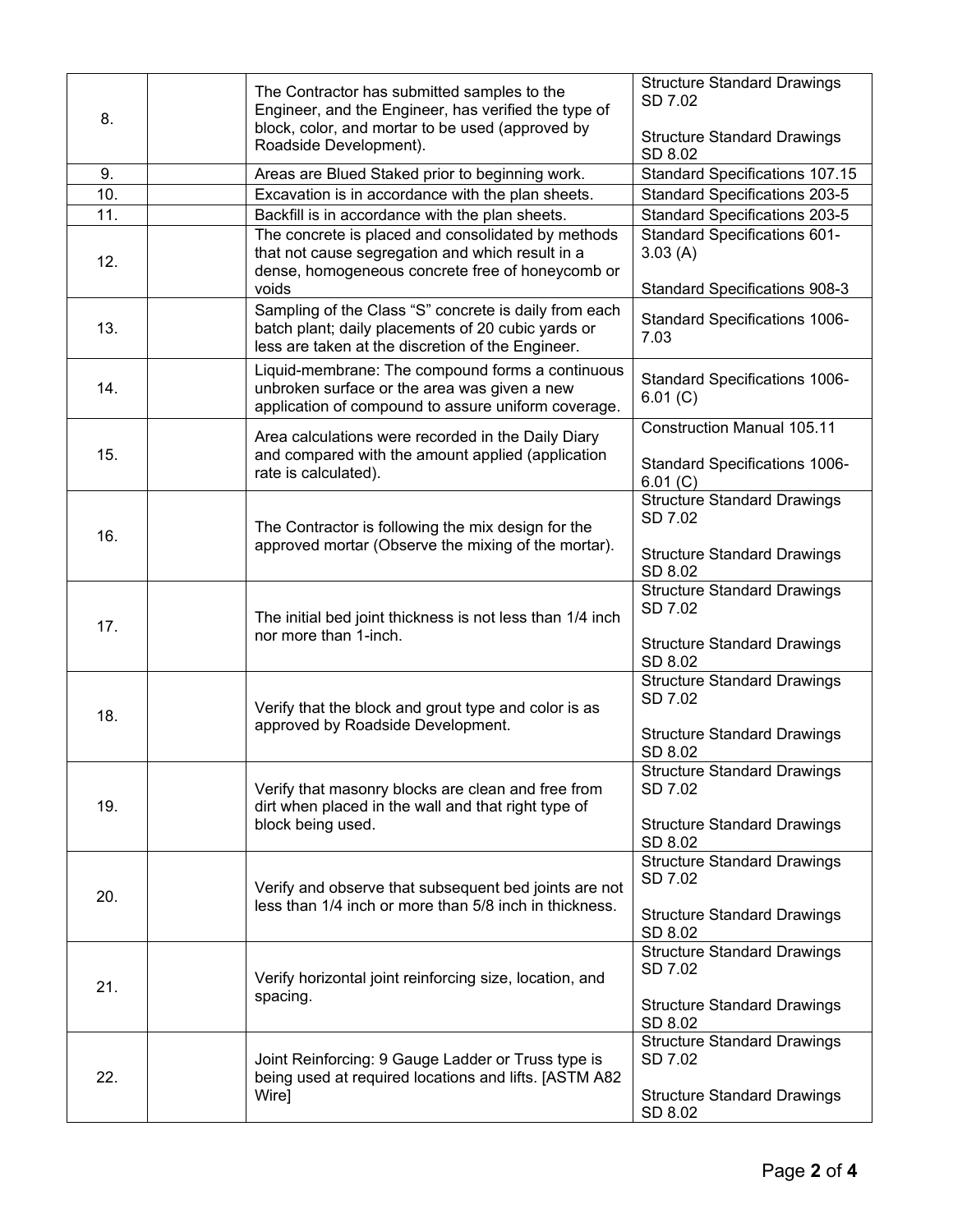| | | | |
|---|---|---|---|
| 8. | | The Contractor has submitted samples to the Engineer, and the Engineer, has verified the type of block, color, and mortar to be used (approved by Roadside Development). | Structure Standard Drawings SD 7.02<br><br>Structure Standard Drawings SD 8.02 |
| 9. | | Areas are Blued Staked prior to beginning work. | Standard Specifications 107.15 |
| 10. | | Excavation is in accordance with the plan sheets. | Standard Specifications 203-5 |
| 11. | | Backfill is in accordance with the plan sheets. | Standard Specifications 203-5 |
| 12. | | The concrete is placed and consolidated by methods that not cause segregation and which result in a dense, homogeneous concrete free of honeycomb or voids | Standard Specifications 601-3.03 (A)<br><br>Standard Specifications 908-3 |
| 13. | | Sampling of the Class "S" concrete is daily from each batch plant; daily placements of 20 cubic yards or less are taken at the discretion of the Engineer. | Standard Specifications 1006-7.03 |
| 14. | | Liquid-membrane: The compound forms a continuous unbroken surface or the area was given a new application of compound to assure uniform coverage. | Standard Specifications 1006-6.01 (C) |
| 15. | | Area calculations were recorded in the Daily Diary and compared with the amount applied (application rate is calculated). | Construction Manual 105.11<br><br>Standard Specifications 1006-6.01 (C) |
| 16. | | The Contractor is following the mix design for the approved mortar (Observe the mixing of the mortar). | Structure Standard Drawings SD 7.02<br><br>Structure Standard Drawings SD 8.02 |
| 17. | | The initial bed joint thickness is not less than 1/4 inch nor more than 1-inch. | Structure Standard Drawings SD 7.02<br><br>Structure Standard Drawings SD 8.02 |
| 18. | | Verify that the block and grout type and color is as approved by Roadside Development. | Structure Standard Drawings SD 7.02<br><br>Structure Standard Drawings SD 8.02 |
| 19. | | Verify that masonry blocks are clean and free from dirt when placed in the wall and that right type of block being used. | Structure Standard Drawings SD 7.02<br><br>Structure Standard Drawings SD 8.02 |
| 20. | | Verify and observe that subsequent bed joints are not less than 1/4 inch or more than 5/8 inch in thickness. | Structure Standard Drawings SD 7.02<br><br>Structure Standard Drawings SD 8.02 |
| 21. | | Verify horizontal joint reinforcing size, location, and spacing. | Structure Standard Drawings SD 7.02<br><br>Structure Standard Drawings SD 8.02 |
| 22. | | Joint Reinforcing: 9 Gauge Ladder or Truss type is being used at required locations and lifts. [ASTM A82 Wire] | Structure Standard Drawings SD 7.02<br><br>Structure Standard Drawings SD 8.02 |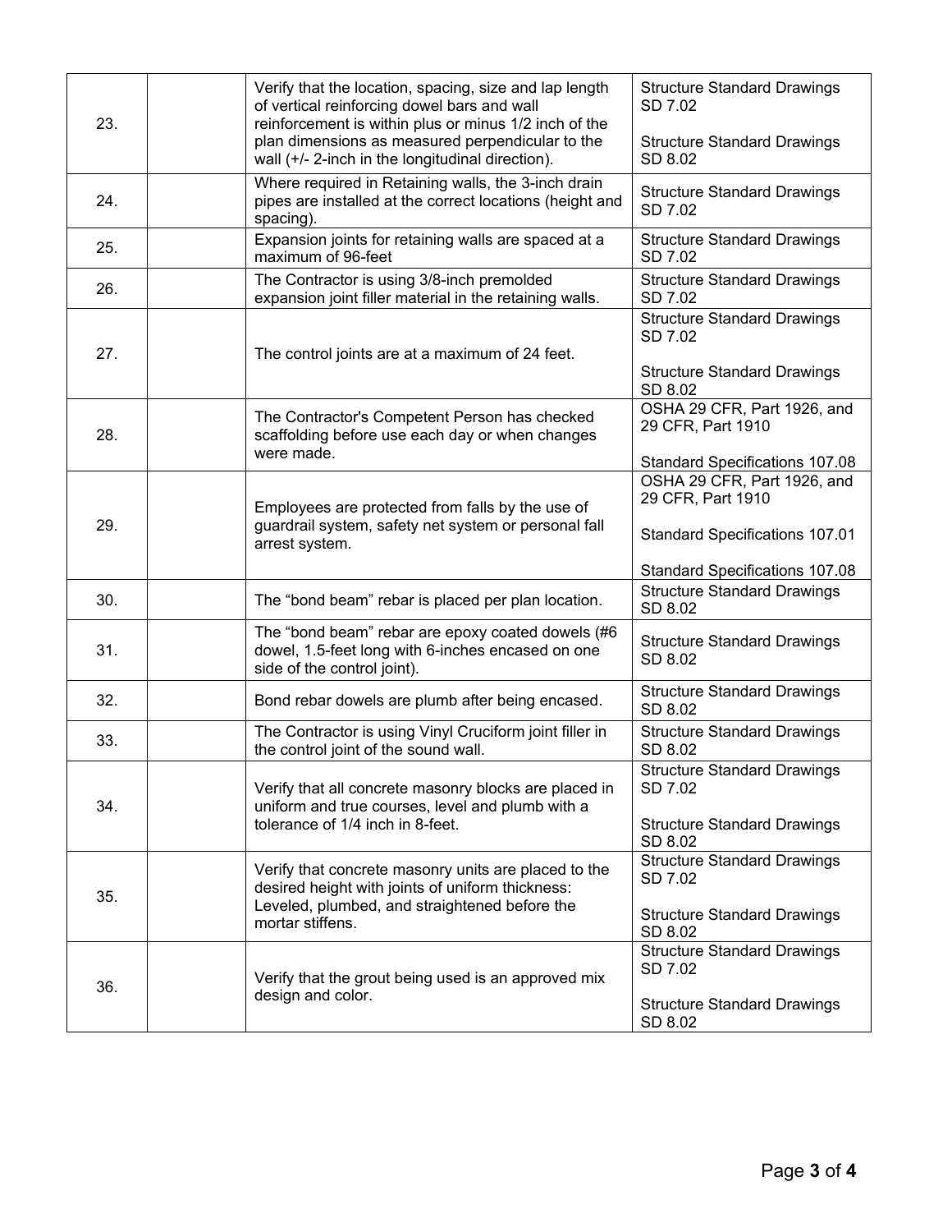| 23. | | Verify that the location, spacing, size and lap length of vertical reinforcing dowel bars and wall reinforcement is within plus or minus 1/2 inch of the plan dimensions as measured perpendicular to the wall (+/- 2-inch in the longitudinal direction). | Structure Standard Drawings SD 7.02<br><br>Structure Standard Drawings SD 8.02 |
|---|---|---|---|
| 24. | | Where required in Retaining walls, the 3-inch drain pipes are installed at the correct locations (height and spacing). | Structure Standard Drawings SD 7.02 |
| 25. | | Expansion joints for retaining walls are spaced at a maximum of 96-feet | Structure Standard Drawings SD 7.02 |
| 26. | | The Contractor is using 3/8-inch premolded expansion joint filler material in the retaining walls. | Structure Standard Drawings SD 7.02 |
| 27. | | The control joints are at a maximum of 24 feet. | Structure Standard Drawings SD 7.02<br><br>Structure Standard Drawings SD 8.02 |
| 28. | | The Contractor's Competent Person has checked scaffolding before use each day or when changes were made. | OSHA 29 CFR, Part 1926, and 29 CFR, Part 1910<br><br>Standard Specifications 107.08 |
| 29. | | Employees are protected from falls by the use of guardrail system, safety net system or personal fall arrest system. | OSHA 29 CFR, Part 1926, and 29 CFR, Part 1910<br><br>Standard Specifications 107.01<br><br>Standard Specifications 107.08 |
| 30. | | The "bond beam" rebar is placed per plan location. | Structure Standard Drawings SD 8.02 |
| 31. | | The "bond beam" rebar are epoxy coated dowels (#6 dowel, 1.5-feet long with 6-inches encased on one side of the control joint). | Structure Standard Drawings SD 8.02 |
| 32. | | Bond rebar dowels are plumb after being encased. | Structure Standard Drawings SD 8.02 |
| 33. | | The Contractor is using Vinyl Cruciform joint filler in the control joint of the sound wall. | Structure Standard Drawings SD 8.02 |
| 34. | | Verify that all concrete masonry blocks are placed in uniform and true courses, level and plumb with a tolerance of 1/4 inch in 8-feet. | Structure Standard Drawings SD 7.02<br><br>Structure Standard Drawings SD 8.02 |
| 35. | | Verify that concrete masonry units are placed to the desired height with joints of uniform thickness: Leveled, plumbed, and straightened before the mortar stiffens. | Structure Standard Drawings SD 7.02<br><br>Structure Standard Drawings SD 8.02 |
| 36. | | Verify that the grout being used is an approved mix design and color. | Structure Standard Drawings SD 7.02<br><br>Structure Standard Drawings SD 8.02 |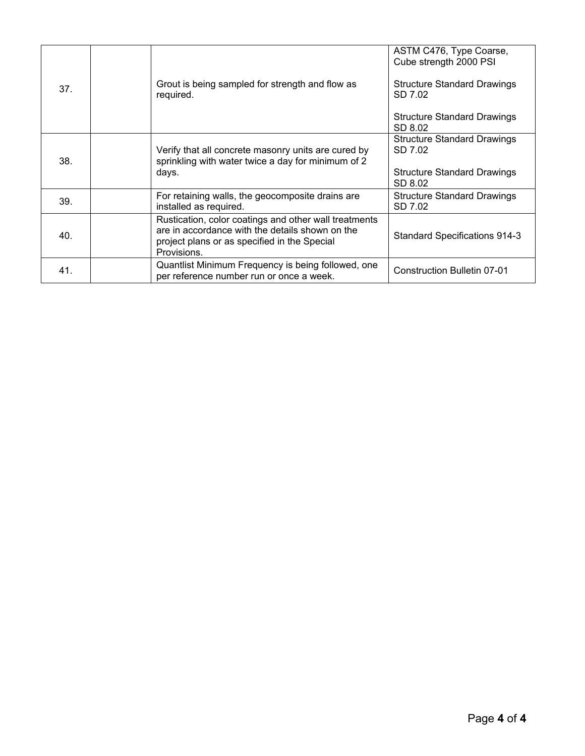| | | | |
|---|---|---|---|
| 37. | | Grout is being sampled for strength and flow as required. | ASTM C476, Type Coarse, Cube strength 2000 PSI<br><br>Structure Standard Drawings SD 7.02<br><br>Structure Standard Drawings SD 8.02 |
| 38. | | Verify that all concrete masonry units are cured by sprinkling with water twice a day for minimum of 2 days. | Structure Standard Drawings SD 7.02<br><br>Structure Standard Drawings SD 8.02 |
| 39. | | For retaining walls, the geocomposite drains are installed as required. | Structure Standard Drawings SD 7.02 |
| 40. | | Rustication, color coatings and other wall treatments are in accordance with the details shown on the project plans or as specified in the Special Provisions. | Standard Specifications 914-3 |
| 41. | | Quantlist Minimum Frequency is being followed, one per reference number run or once a week. | Construction Bulletin 07-01 |